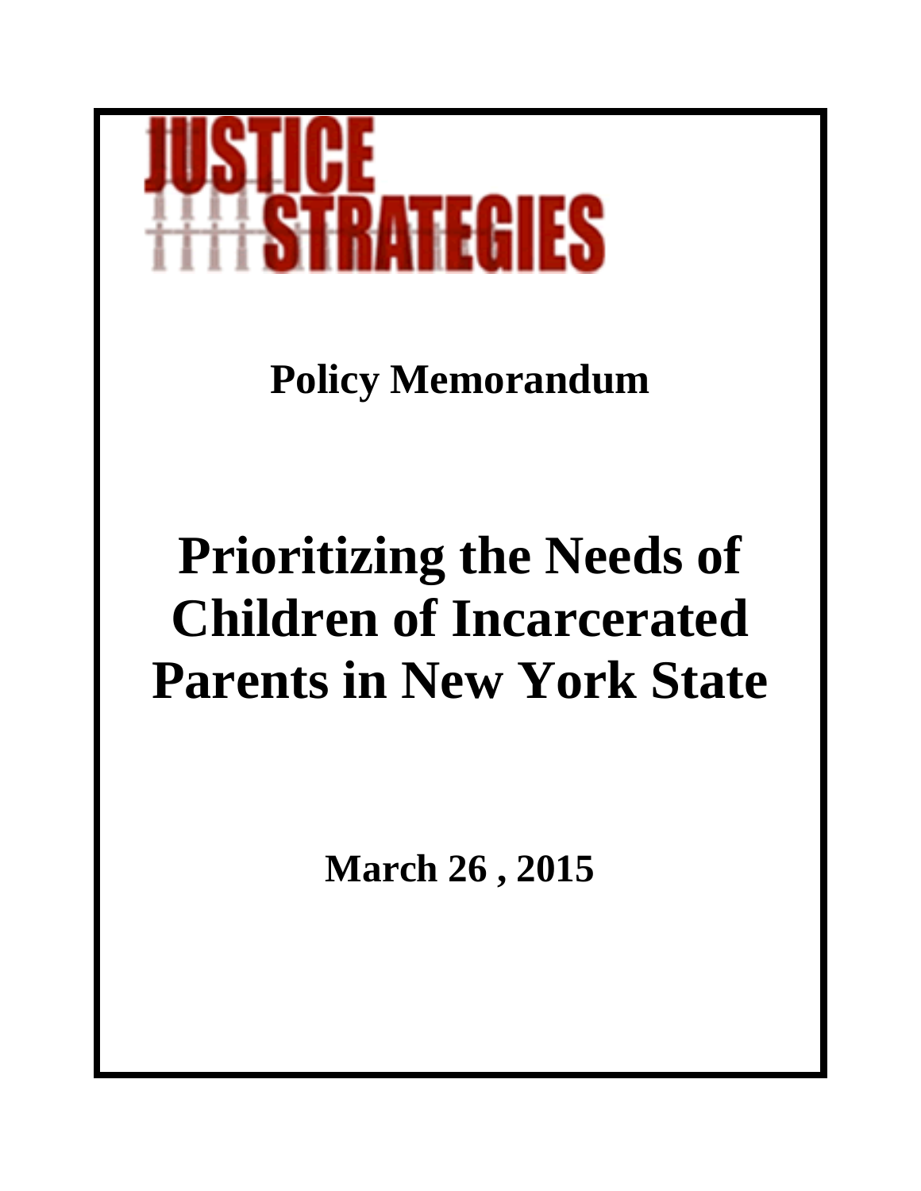JUSTICE STRATEGIES

## Policy Memorandum

# Prioritizing the Needs of Children of Incarcerated Parents in New York State

**March 26 , 2015**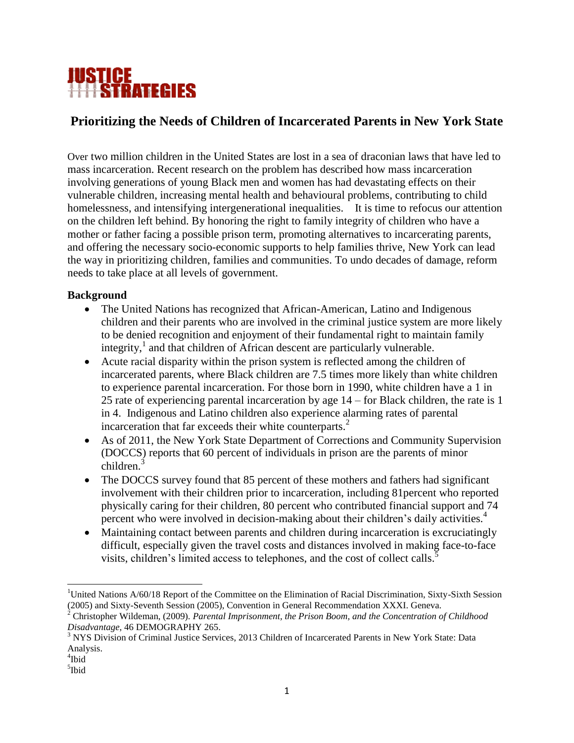JUSTICE STRATEGIES

## Prioritizing the Needs of Children of Incarcerated Parents in New York State

Over two million children in the United States are lost in a sea of draconian laws that have led to mass incarceration. Recent research on the problem has described how mass incarceration involving generations of young Black men and women has had devastating effects on their vulnerable children, increasing mental health and behavioural problems, contributing to child homelessness, and intensifying intergenerational inequalities. It is time to refocus our attention on the children left behind. By honoring the right to family integrity of children who have a mother or father facing a possible prison term, promoting alternatives to incarcerating parents, and offering the necessary socio-economic supports to help families thrive, New York can lead the way in prioritizing children, families and communities. To undo decades of damage, reform needs to take place at all levels of government.

**Background**

- The United Nations has recognized that African-American, Latino and Indigenous children and their parents who are involved in the criminal justice system are more likely to be denied recognition and enjoyment of their fundamental right to maintain family integrity,[1] and that children of African descent are particularly vulnerable.
- Acute racial disparity within the prison system is reflected among the children of incarcerated parents, where Black children are 7.5 times more likely than white children to experience parental incarceration. For those born in 1990, white children have a 1 in 25 rate of experiencing parental incarceration by age 14 – for Black children, the rate is 1 in 4. Indigenous and Latino children also experience alarming rates of parental incarceration that far exceeds their white counterparts.[2]
- As of 2011, the New York State Department of Corrections and Community Supervision (DOCCS) reports that 60 percent of individuals in prison are the parents of minor children.[3]
- The DOCCS survey found that 85 percent of these mothers and fathers had significant involvement with their children prior to incarceration, including 81percent who reported physically caring for their children, 80 percent who contributed financial support and 74 percent who were involved in decision-making about their children's daily activities.[4]
- Maintaining contact between parents and children during incarceration is excruciatingly difficult, especially given the travel costs and distances involved in making face-to-face visits, children's limited access to telephones, and the cost of collect calls.[5]

---

[1] United Nations A/60/18 Report of the Committee on the Elimination of Racial Discrimination, Sixty-Sixth Session (2005) and Sixty-Seventh Session (2005), Convention in General Recommendation XXXI. Geneva.

[2] Christopher Wildeman, (2009). *Parental Imprisonment, the Prison Boom, and the Concentration of Childhood Disadvantage,* 46 DEMOGRAPHY 265.

[3] NYS Division of Criminal Justice Services, 2013 Children of Incarcerated Parents in New York State: Data Analysis.

[4] Ibid

[5] Ibid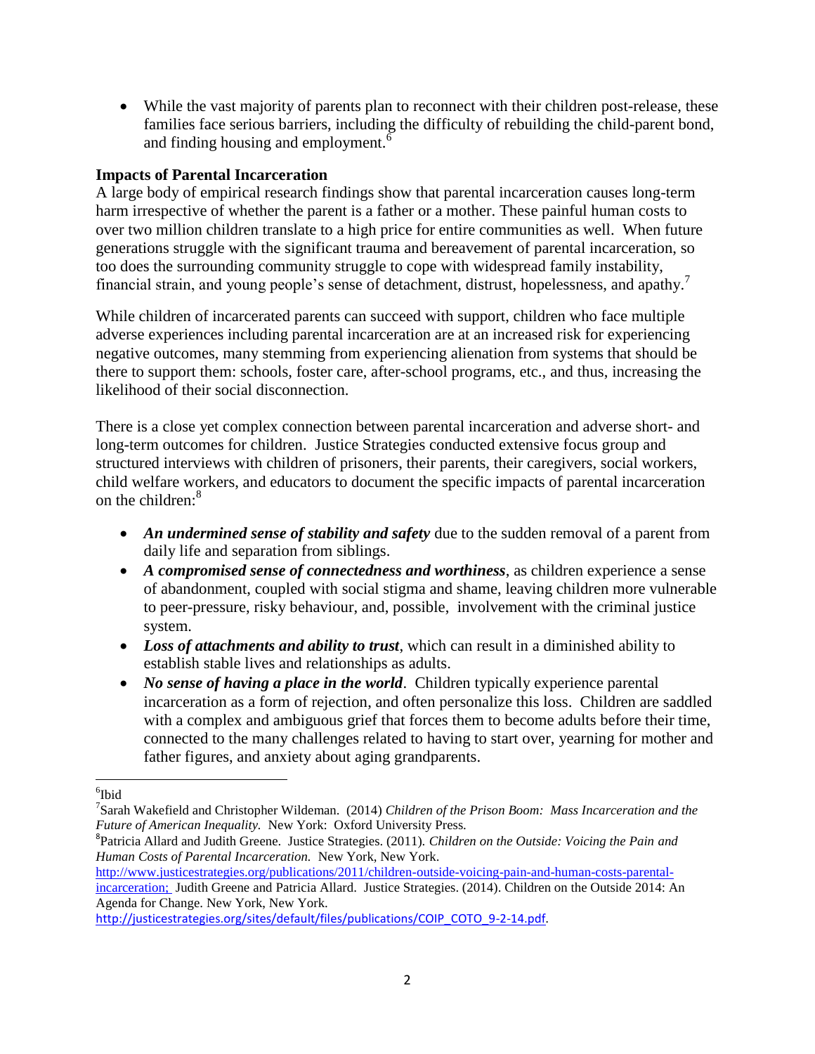- While the vast majority of parents plan to reconnect with their children post-release, these families face serious barriers, including the difficulty of rebuilding the child-parent bond, and finding housing and employment.[6]

### Impacts of Parental Incarceration

A large body of empirical research findings show that parental incarceration causes long-term harm irrespective of whether the parent is a father or a mother. These painful human costs to over two million children translate to a high price for entire communities as well. When future generations struggle with the significant trauma and bereavement of parental incarceration, so too does the surrounding community struggle to cope with widespread family instability, financial strain, and young people's sense of detachment, distrust, hopelessness, and apathy.[7]

While children of incarcerated parents can succeed with support, children who face multiple adverse experiences including parental incarceration are at an increased risk for experiencing negative outcomes, many stemming from experiencing alienation from systems that should be there to support them: schools, foster care, after-school programs, etc., and thus, increasing the likelihood of their social disconnection.

There is a close yet complex connection between parental incarceration and adverse short- and long-term outcomes for children. Justice Strategies conducted extensive focus group and structured interviews with children of prisoners, their parents, their caregivers, social workers, child welfare workers, and educators to document the specific impacts of parental incarceration on the children:[8]

- ***An undermined sense of stability and safety*** due to the sudden removal of a parent from daily life and separation from siblings.
- ***A compromised sense of connectedness and worthiness***, as children experience a sense of abandonment, coupled with social stigma and shame, leaving children more vulnerable to peer-pressure, risky behaviour, and, possible, involvement with the criminal justice system.
- ***Loss of attachments and ability to trust***, which can result in a diminished ability to establish stable lives and relationships as adults.
- ***No sense of having a place in the world***. Children typically experience parental incarceration as a form of rejection, and often personalize this loss. Children are saddled with a complex and ambiguous grief that forces them to become adults before their time, connected to the many challenges related to having to start over, yearning for mother and father figures, and anxiety about aging grandparents.

---

[6] Ibid

[7] Sarah Wakefield and Christopher Wildeman. (2014) *Children of the Prison Boom: Mass Incarceration and the Future of American Inequality.* New York: Oxford University Press.

[8] Patricia Allard and Judith Greene. Justice Strategies. (2011). *Children on the Outside: Voicing the Pain and Human Costs of Parental Incarceration.* New York, New York. http://www.justicestrategies.org/publications/2011/children-outside-voicing-pain-and-human-costs-parental-incarceration; Judith Greene and Patricia Allard. Justice Strategies. (2014). Children on the Outside 2014: An Agenda for Change. New York, New York. http://justicestrategies.org/sites/default/files/publications/COIP_COTO_9-2-14.pdf.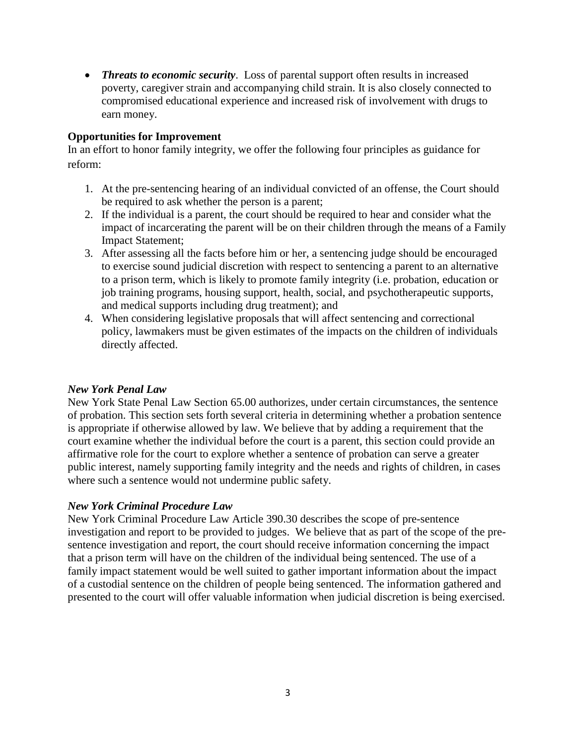- ***Threats to economic security***. Loss of parental support often results in increased poverty, caregiver strain and accompanying child strain. It is also closely connected to compromised educational experience and increased risk of involvement with drugs to earn money.

**Opportunities for Improvement**

In an effort to honor family integrity, we offer the following four principles as guidance for reform:

1. At the pre-sentencing hearing of an individual convicted of an offense, the Court should be required to ask whether the person is a parent;
2. If the individual is a parent, the court should be required to hear and consider what the impact of incarcerating the parent will be on their children through the means of a Family Impact Statement;
3. After assessing all the facts before him or her, a sentencing judge should be encouraged to exercise sound judicial discretion with respect to sentencing a parent to an alternative to a prison term, which is likely to promote family integrity (i.e. probation, education or job training programs, housing support, health, social, and psychotherapeutic supports, and medical supports including drug treatment); and
4. When considering legislative proposals that will affect sentencing and correctional policy, lawmakers must be given estimates of the impacts on the children of individuals directly affected.

***New York Penal Law***

New York State Penal Law Section 65.00 authorizes, under certain circumstances, the sentence of probation. This section sets forth several criteria in determining whether a probation sentence is appropriate if otherwise allowed by law. We believe that by adding a requirement that the court examine whether the individual before the court is a parent, this section could provide an affirmative role for the court to explore whether a sentence of probation can serve a greater public interest, namely supporting family integrity and the needs and rights of children, in cases where such a sentence would not undermine public safety.

***New York Criminal Procedure Law***

New York Criminal Procedure Law Article 390.30 describes the scope of pre-sentence investigation and report to be provided to judges. We believe that as part of the scope of the pre-sentence investigation and report, the court should receive information concerning the impact that a prison term will have on the children of the individual being sentenced. The use of a family impact statement would be well suited to gather important information about the impact of a custodial sentence on the children of people being sentenced. The information gathered and presented to the court will offer valuable information when judicial discretion is being exercised.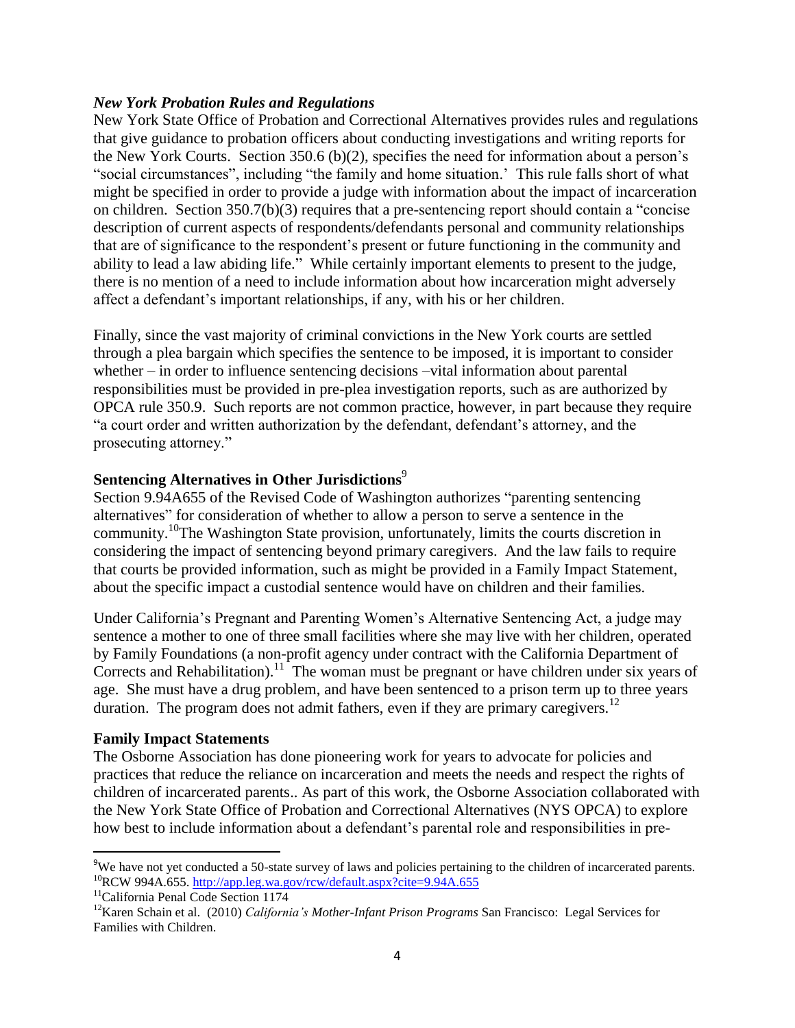### *New York Probation Rules and Regulations*

New York State Office of Probation and Correctional Alternatives provides rules and regulations that give guidance to probation officers about conducting investigations and writing reports for the New York Courts. Section 350.6 (b)(2), specifies the need for information about a person's "social circumstances", including "the family and home situation.' This rule falls short of what might be specified in order to provide a judge with information about the impact of incarceration on children. Section 350.7(b)(3) requires that a pre-sentencing report should contain a "concise description of current aspects of respondents/defendants personal and community relationships that are of significance to the respondent's present or future functioning in the community and ability to lead a law abiding life." While certainly important elements to present to the judge, there is no mention of a need to include information about how incarceration might adversely affect a defendant's important relationships, if any, with his or her children.

Finally, since the vast majority of criminal convictions in the New York courts are settled through a plea bargain which specifies the sentence to be imposed, it is important to consider whether – in order to influence sentencing decisions –vital information about parental responsibilities must be provided in pre-plea investigation reports, such as are authorized by OPCA rule 350.9. Such reports are not common practice, however, in part because they require "a court order and written authorization by the defendant, defendant's attorney, and the prosecuting attorney."

### **Sentencing Alternatives in Other Jurisdictions**[9]

Section 9.94A655 of the Revised Code of Washington authorizes "parenting sentencing alternatives" for consideration of whether to allow a person to serve a sentence in the community.[10]The Washington State provision, unfortunately, limits the courts discretion in considering the impact of sentencing beyond primary caregivers. And the law fails to require that courts be provided information, such as might be provided in a Family Impact Statement, about the specific impact a custodial sentence would have on children and their families.

Under California's Pregnant and Parenting Women's Alternative Sentencing Act, a judge may sentence a mother to one of three small facilities where she may live with her children, operated by Family Foundations (a non-profit agency under contract with the California Department of Corrects and Rehabilitation).[11] The woman must be pregnant or have children under six years of age. She must have a drug problem, and have been sentenced to a prison term up to three years duration. The program does not admit fathers, even if they are primary caregivers.[12]

### **Family Impact Statements**

The Osborne Association has done pioneering work for years to advocate for policies and practices that reduce the reliance on incarceration and meets the needs and respect the rights of children of incarcerated parents.. As part of this work, the Osborne Association collaborated with the New York State Office of Probation and Correctional Alternatives (NYS OPCA) to explore how best to include information about a defendant's parental role and responsibilities in pre-

---

[9]We have not yet conducted a 50-state survey of laws and policies pertaining to the children of incarcerated parents.

[10]RCW 994A.655. http://app.leg.wa.gov/rcw/default.aspx?cite=9.94A.655

[11]California Penal Code Section 1174

[12]Karen Schain et al. (2010) *California's Mother-Infant Prison Programs* San Francisco: Legal Services for Families with Children.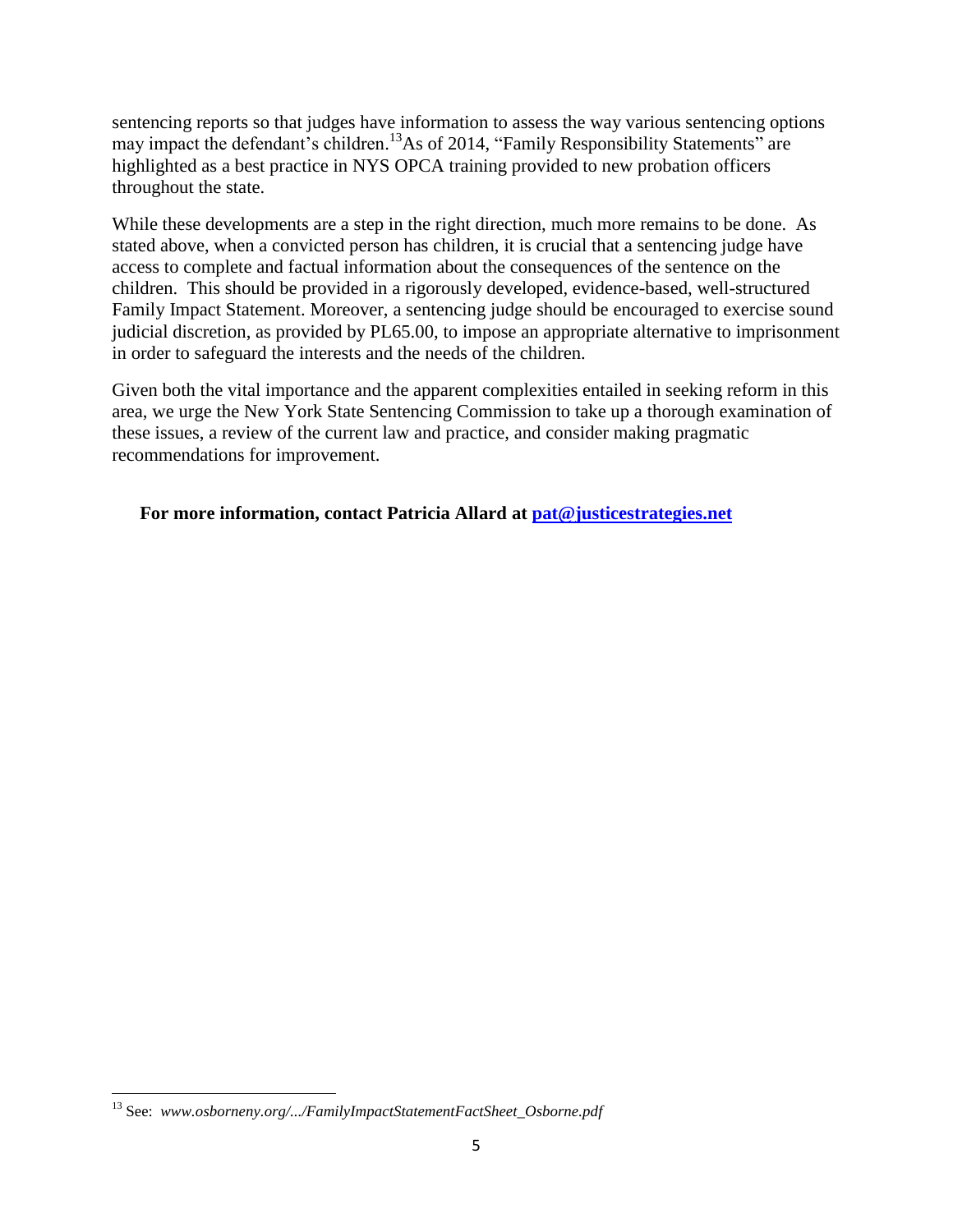sentencing reports so that judges have information to assess the way various sentencing options may impact the defendant's children.[13] As of 2014, "Family Responsibility Statements" are highlighted as a best practice in NYS OPCA training provided to new probation officers throughout the state.

While these developments are a step in the right direction, much more remains to be done. As stated above, when a convicted person has children, it is crucial that a sentencing judge have access to complete and factual information about the consequences of the sentence on the children. This should be provided in a rigorously developed, evidence-based, well-structured Family Impact Statement. Moreover, a sentencing judge should be encouraged to exercise sound judicial discretion, as provided by PL65.00, to impose an appropriate alternative to imprisonment in order to safeguard the interests and the needs of the children.

Given both the vital importance and the apparent complexities entailed in seeking reform in this area, we urge the New York State Sentencing Commission to take up a thorough examination of these issues, a review of the current law and practice, and consider making pragmatic recommendations for improvement.

**For more information, contact Patricia Allard at [pat@justicestrategies.net](mailto:pat@justicestrategies.net)**

---

[13] See: *www.osborneny.org/.../FamilyImpactStatementFactSheet_Osborne.pdf*